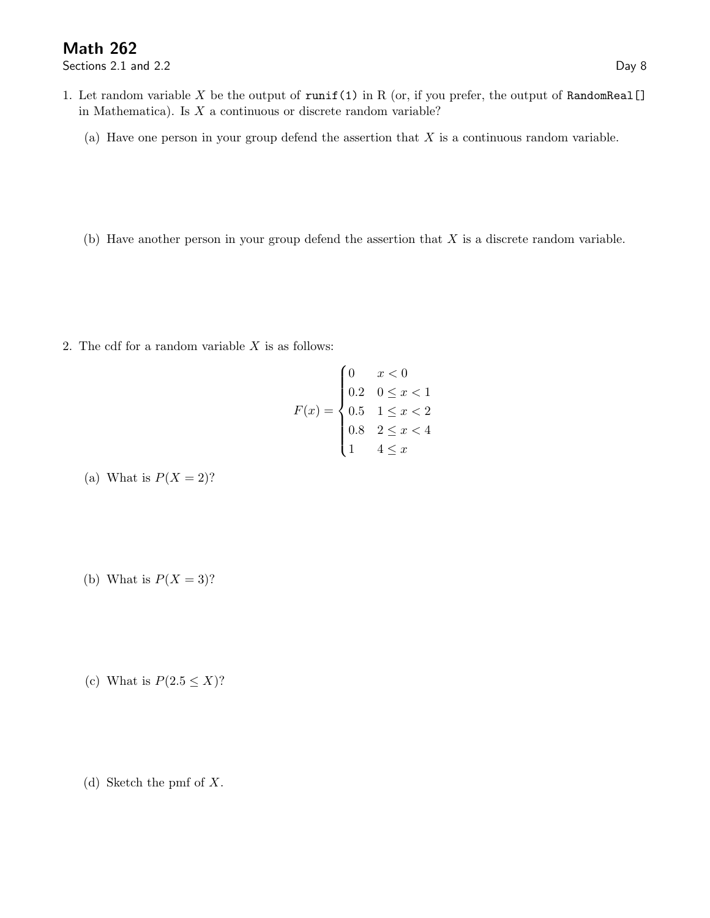# Math 262

Sections 2.1 and 2.2

Day 8

1. Let random variable $X$ be the output of `runif(1)` in R (or, if you prefer, the output of `RandomReal[]` in Mathematica). Is $X$ a continuous or discrete random variable?

   (a) Have one person in your group defend the assertion that $X$ is a continuous random variable.

   (b) Have another person in your group defend the assertion that $X$ is a discrete random variable.

2. The cdf for a random variable $X$ is as follows:

$$F(x) = \begin{cases} 0 & x < 0 \\ 0.2 & 0 \leq x < 1 \\ 0.5 & 1 \leq x < 2 \\ 0.8 & 2 \leq x < 4 \\ 1 & 4 \leq x \end{cases}$$

   (a) What is $P(X = 2)$?

   (b) What is $P(X = 3)$?

   (c) What is $P(2.5 \leq X)$?

   (d) Sketch the pmf of $X$.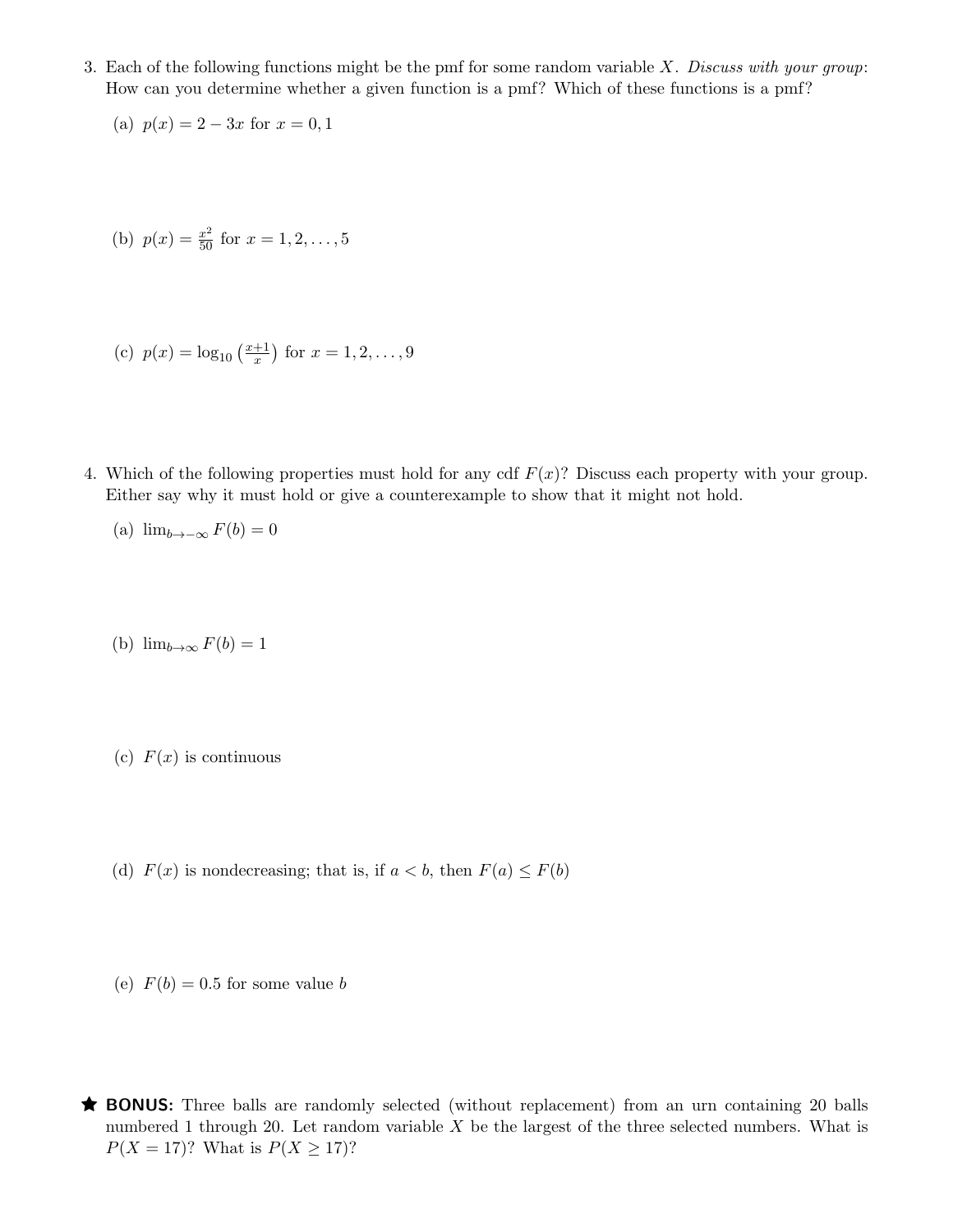3. Each of the following functions might be the pmf for some random variable $X$. *Discuss with your group*: How can you determine whether a given function is a pmf? Which of these functions is a pmf?

   (a) $p(x) = 2 - 3x$ for $x = 0, 1$

   (b) $p(x) = \frac{x^2}{50}$ for $x = 1, 2, \ldots, 5$

   (c) $p(x) = \log_{10}\left(\frac{x+1}{x}\right)$ for $x = 1, 2, \ldots, 9$

4. Which of the following properties must hold for any cdf $F(x)$? Discuss each property with your group. Either say why it must hold or give a counterexample to show that it might not hold.

   (a) $\lim_{b \to -\infty} F(b) = 0$

   (b) $\lim_{b \to \infty} F(b) = 1$

   (c) $F(x)$ is continuous

   (d) $F(x)$ is nondecreasing; that is, if $a < b$, then $F(a) \leq F(b)$

   (e) $F(b) = 0.5$ for some value $b$

★ **BONUS:** Three balls are randomly selected (without replacement) from an urn containing 20 balls numbered 1 through 20. Let random variable $X$ be the largest of the three selected numbers. What is $P(X = 17)$? What is $P(X \geq 17)$?